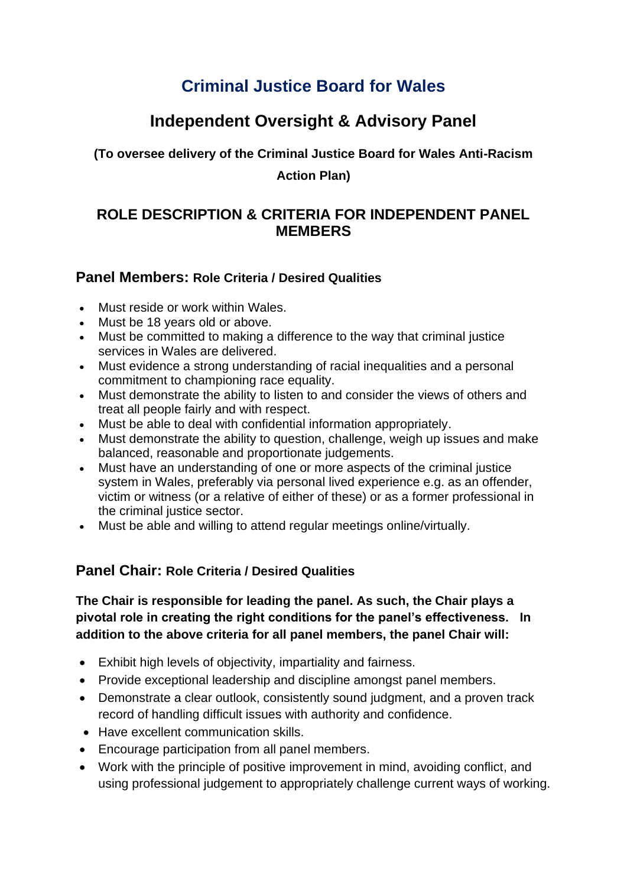# Criminal Justice Board for Wales

## Independent Oversight & Advisory Panel

**(To oversee delivery of the Criminal Justice Board for Wales Anti-Racism Action Plan)**

## ROLE DESCRIPTION & CRITERIA FOR INDEPENDENT PANEL MEMBERS

### Panel Members: Role Criteria / Desired Qualities

- Must reside or work within Wales.
- Must be 18 years old or above.
- Must be committed to making a difference to the way that criminal justice services in Wales are delivered.
- Must evidence a strong understanding of racial inequalities and a personal commitment to championing race equality.
- Must demonstrate the ability to listen to and consider the views of others and treat all people fairly and with respect.
- Must be able to deal with confidential information appropriately.
- Must demonstrate the ability to question, challenge, weigh up issues and make balanced, reasonable and proportionate judgements.
- Must have an understanding of one or more aspects of the criminal justice system in Wales, preferably via personal lived experience e.g. as an offender, victim or witness (or a relative of either of these) or as a former professional in the criminal justice sector.
- Must be able and willing to attend regular meetings online/virtually.

### Panel Chair: Role Criteria / Desired Qualities

**The Chair is responsible for leading the panel. As such, the Chair plays a pivotal role in creating the right conditions for the panel's effectiveness. In addition to the above criteria for all panel members, the panel Chair will:**

- Exhibit high levels of objectivity, impartiality and fairness.
- Provide exceptional leadership and discipline amongst panel members.
- Demonstrate a clear outlook, consistently sound judgment, and a proven track record of handling difficult issues with authority and confidence.
- Have excellent communication skills.
- Encourage participation from all panel members.
- Work with the principle of positive improvement in mind, avoiding conflict, and using professional judgement to appropriately challenge current ways of working.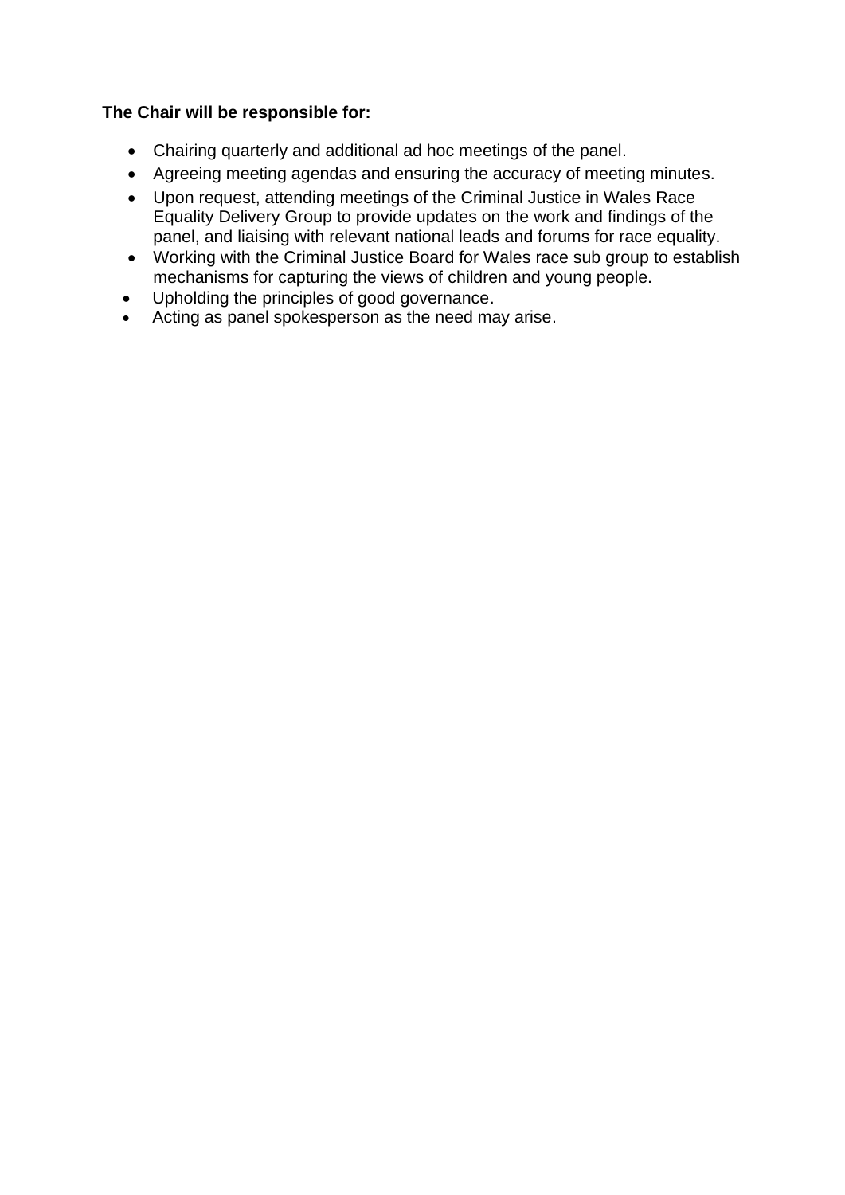**The Chair will be responsible for:**

- Chairing quarterly and additional ad hoc meetings of the panel.
- Agreeing meeting agendas and ensuring the accuracy of meeting minutes.
- Upon request, attending meetings of the Criminal Justice in Wales Race Equality Delivery Group to provide updates on the work and findings of the panel, and liaising with relevant national leads and forums for race equality.
- Working with the Criminal Justice Board for Wales race sub group to establish mechanisms for capturing the views of children and young people.
- Upholding the principles of good governance.
- Acting as panel spokesperson as the need may arise.